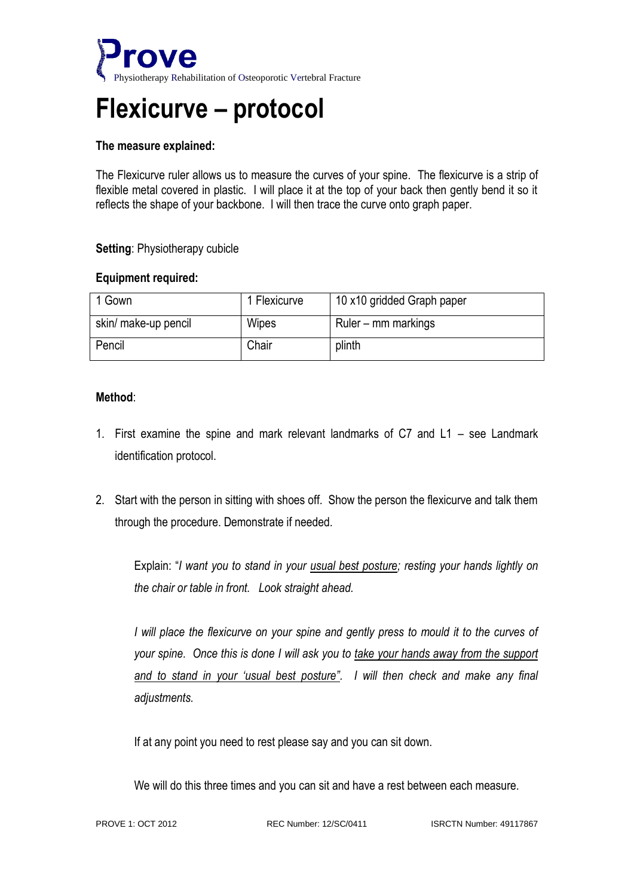**Prove**
Physiotherapy Rehabilitation of Osteoporotic Vertebral Fracture

# Flexicurve – protocol

**The measure explained:**

The Flexicurve ruler allows us to measure the curves of your spine. The flexicurve is a strip of flexible metal covered in plastic. I will place it at the top of your back then gently bend it so it reflects the shape of your backbone. I will then trace the curve onto graph paper.

**Setting**: Physiotherapy cubicle

**Equipment required:**

| 1 Gown | 1 Flexicurve | 10 x10 gridded Graph paper |
|---|---|---|
| skin/ make-up pencil | Wipes | Ruler – mm markings |
| Pencil | Chair | plinth |

**Method**:

1. First examine the spine and mark relevant landmarks of C7 and L1 – see Landmark identification protocol.

2. Start with the person in sitting with shoes off. Show the person the flexicurve and talk them through the procedure. Demonstrate if needed.

   Explain: "*I want you to stand in your usual best posture; resting your hands lightly on the chair or table in front. Look straight ahead.*

   *I will place the flexicurve on your spine and gently press to mould it to the curves of your spine. Once this is done I will ask you to take your hands away from the support and to stand in your 'usual best posture". I will then check and make any final adjustments.*

   If at any point you need to rest please say and you can sit down.

   We will do this three times and you can sit and have a rest between each measure.

PROVE 1: OCT 2012 REC Number: 12/SC/0411 ISRCTN Number: 49117867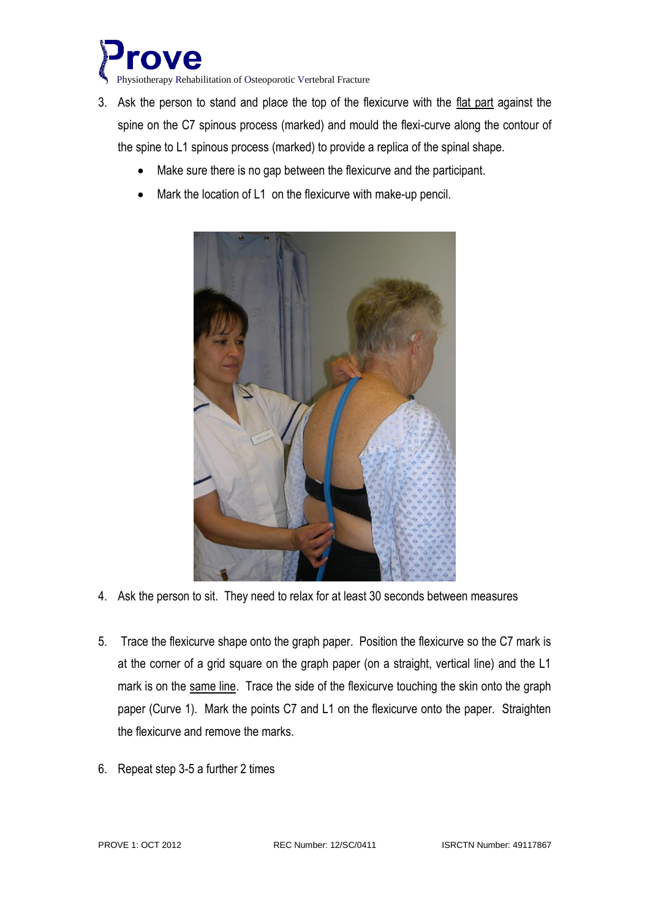3. Ask the person to stand and place the top of the flexicurve with the flat part against the spine on the C7 spinous process (marked) and mould the flexi-curve along the contour of the spine to L1 spinous process (marked) to provide a replica of the spinal shape.
   - Make sure there is no gap between the flexicurve and the participant.
   - Mark the location of L1 on the flexicurve with make-up pencil.

4. Ask the person to sit. They need to relax for at least 30 seconds between measures

5. Trace the flexicurve shape onto the graph paper. Position the flexicurve so the C7 mark is at the corner of a grid square on the graph paper (on a straight, vertical line) and the L1 mark is on the same line. Trace the side of the flexicurve touching the skin onto the graph paper (Curve 1). Mark the points C7 and L1 on the flexicurve onto the paper. Straighten the flexicurve and remove the marks.

6. Repeat step 3-5 a further 2 times